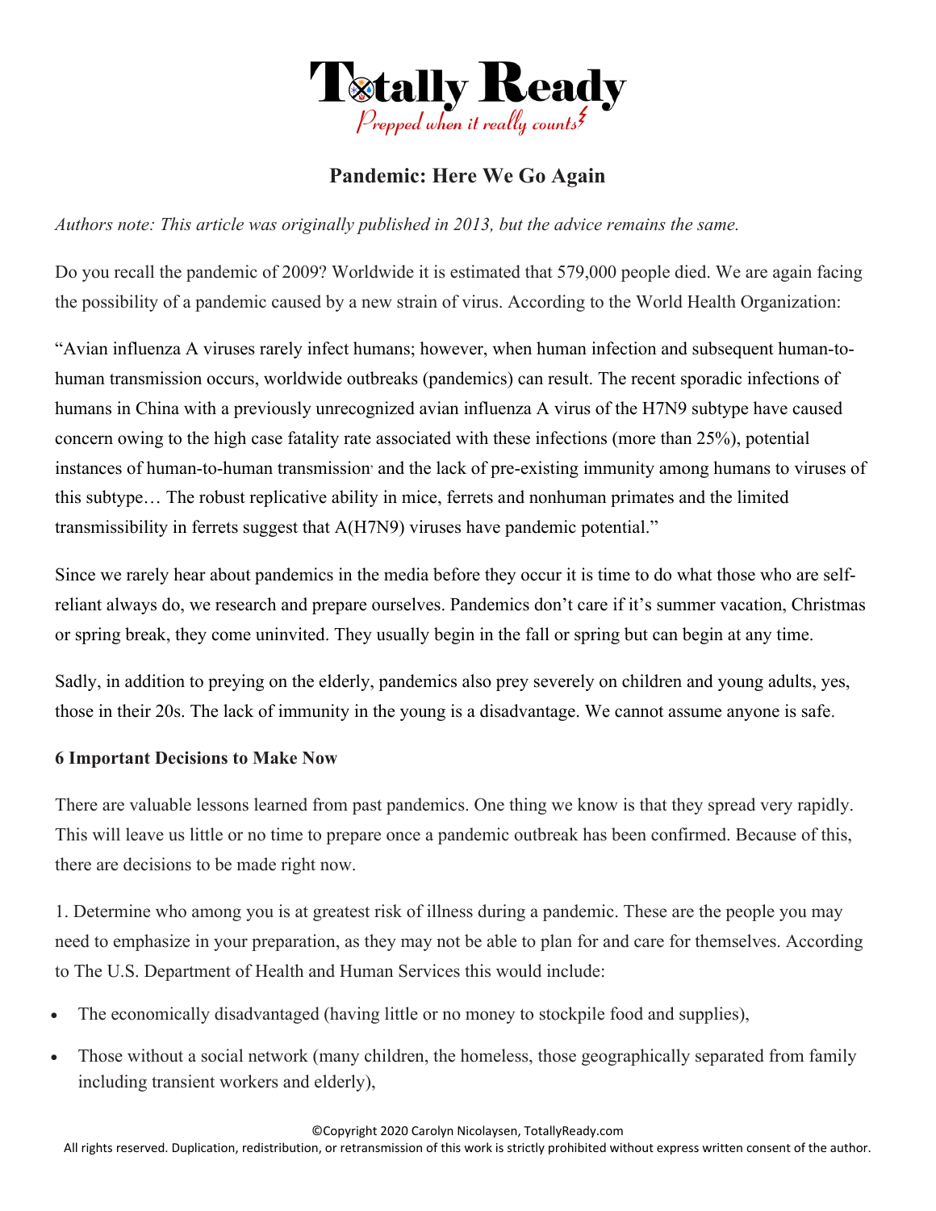# Totally Ready

*Prepped when it really counts*

## Pandemic: Here We Go Again

*Authors note: This article was originally published in 2013, but the advice remains the same.*

Do you recall the pandemic of 2009? Worldwide it is estimated that 579,000 people died. We are again facing the possibility of a pandemic caused by a new strain of virus. According to the World Health Organization:

"Avian influenza A viruses rarely infect humans; however, when human infection and subsequent human-to-human transmission occurs, worldwide outbreaks (pandemics) can result. The recent sporadic infections of humans in China with a previously unrecognized avian influenza A virus of the H7N9 subtype have caused concern owing to the high case fatality rate associated with these infections (more than 25%), potential instances of human-to-human transmission, and the lack of pre-existing immunity among humans to viruses of this subtype… The robust replicative ability in mice, ferrets and nonhuman primates and the limited transmissibility in ferrets suggest that A(H7N9) viruses have pandemic potential."

Since we rarely hear about pandemics in the media before they occur it is time to do what those who are self-reliant always do, we research and prepare ourselves. Pandemics don't care if it's summer vacation, Christmas or spring break, they come uninvited. They usually begin in the fall or spring but can begin at any time.

Sadly, in addition to preying on the elderly, pandemics also prey severely on children and young adults, yes, those in their 20s. The lack of immunity in the young is a disadvantage. We cannot assume anyone is safe.

**6 Important Decisions to Make Now**

There are valuable lessons learned from past pandemics. One thing we know is that they spread very rapidly. This will leave us little or no time to prepare once a pandemic outbreak has been confirmed. Because of this, there are decisions to be made right now.

1. Determine who among you is at greatest risk of illness during a pandemic. These are the people you may need to emphasize in your preparation, as they may not be able to plan for and care for themselves. According to The U.S. Department of Health and Human Services this would include:

- The economically disadvantaged (having little or no money to stockpile food and supplies),
- Those without a social network (many children, the homeless, those geographically separated from family including transient workers and elderly),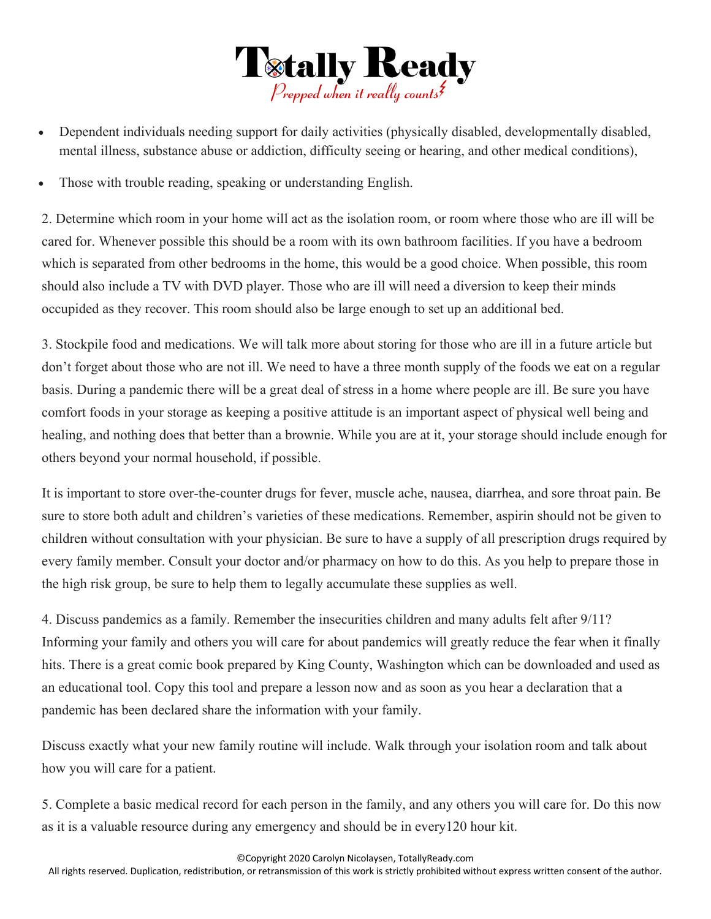- Dependent individuals needing support for daily activities (physically disabled, developmentally disabled, mental illness, substance abuse or addiction, difficulty seeing or hearing, and other medical conditions),
- Those with trouble reading, speaking or understanding English.

2. Determine which room in your home will act as the isolation room, or room where those who are ill will be cared for. Whenever possible this should be a room with its own bathroom facilities. If you have a bedroom which is separated from other bedrooms in the home, this would be a good choice. When possible, this room should also include a TV with DVD player. Those who are ill will need a diversion to keep their minds occupied as they recover. This room should also be large enough to set up an additional bed.

3. Stockpile food and medications. We will talk more about storing for those who are ill in a future article but don't forget about those who are not ill. We need to have a three month supply of the foods we eat on a regular basis. During a pandemic there will be a great deal of stress in a home where people are ill. Be sure you have comfort foods in your storage as keeping a positive attitude is an important aspect of physical well being and healing, and nothing does that better than a brownie. While you are at it, your storage should include enough for others beyond your normal household, if possible.

It is important to store over-the-counter drugs for fever, muscle ache, nausea, diarrhea, and sore throat pain. Be sure to store both adult and children's varieties of these medications. Remember, aspirin should not be given to children without consultation with your physician. Be sure to have a supply of all prescription drugs required by every family member. Consult your doctor and/or pharmacy on how to do this. As you help to prepare those in the high risk group, be sure to help them to legally accumulate these supplies as well.

4. Discuss pandemics as a family. Remember the insecurities children and many adults felt after 9/11? Informing your family and others you will care for about pandemics will greatly reduce the fear when it finally hits. There is a great comic book prepared by King County, Washington which can be downloaded and used as an educational tool. Copy this tool and prepare a lesson now and as soon as you hear a declaration that a pandemic has been declared share the information with your family.

Discuss exactly what your new family routine will include. Walk through your isolation room and talk about how you will care for a patient.

5. Complete a basic medical record for each person in the family, and any others you will care for. Do this now as it is a valuable resource during any emergency and should be in every120 hour kit.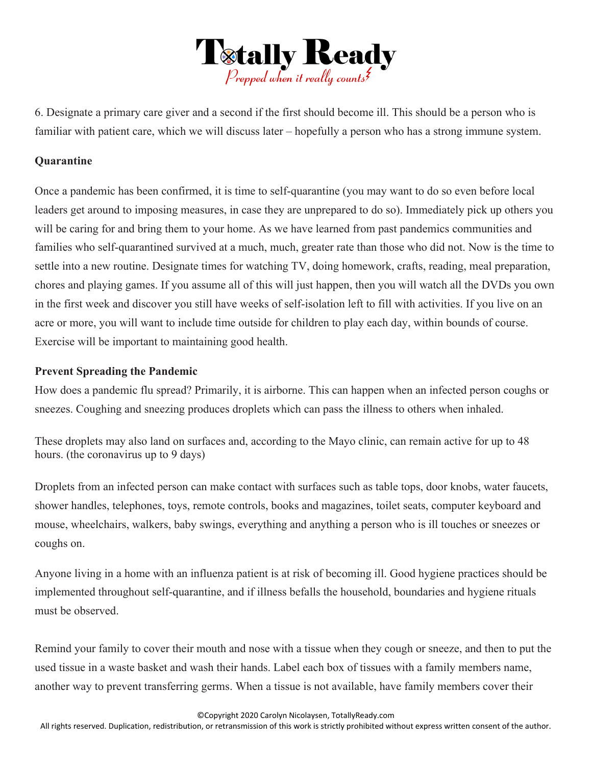6. Designate a primary care giver and a second if the first should become ill. This should be a person who is familiar with patient care, which we will discuss later – hopefully a person who has a strong immune system.

**Quarantine**

Once a pandemic has been confirmed, it is time to self-quarantine (you may want to do so even before local leaders get around to imposing measures, in case they are unprepared to do so). Immediately pick up others you will be caring for and bring them to your home. As we have learned from past pandemics communities and families who self-quarantined survived at a much, much, greater rate than those who did not. Now is the time to settle into a new routine. Designate times for watching TV, doing homework, crafts, reading, meal preparation, chores and playing games. If you assume all of this will just happen, then you will watch all the DVDs you own in the first week and discover you still have weeks of self-isolation left to fill with activities. If you live on an acre or more, you will want to include time outside for children to play each day, within bounds of course. Exercise will be important to maintaining good health.

**Prevent Spreading the Pandemic**

How does a pandemic flu spread? Primarily, it is airborne. This can happen when an infected person coughs or sneezes. Coughing and sneezing produces droplets which can pass the illness to others when inhaled.

These droplets may also land on surfaces and, according to the Mayo clinic, can remain active for up to 48 hours. (the coronavirus up to 9 days)

Droplets from an infected person can make contact with surfaces such as table tops, door knobs, water faucets, shower handles, telephones, toys, remote controls, books and magazines, toilet seats, computer keyboard and mouse, wheelchairs, walkers, baby swings, everything and anything a person who is ill touches or sneezes or coughs on.

Anyone living in a home with an influenza patient is at risk of becoming ill. Good hygiene practices should be implemented throughout self-quarantine, and if illness befalls the household, boundaries and hygiene rituals must be observed.

Remind your family to cover their mouth and nose with a tissue when they cough or sneeze, and then to put the used tissue in a waste basket and wash their hands. Label each box of tissues with a family members name, another way to prevent transferring germs. When a tissue is not available, have family members cover their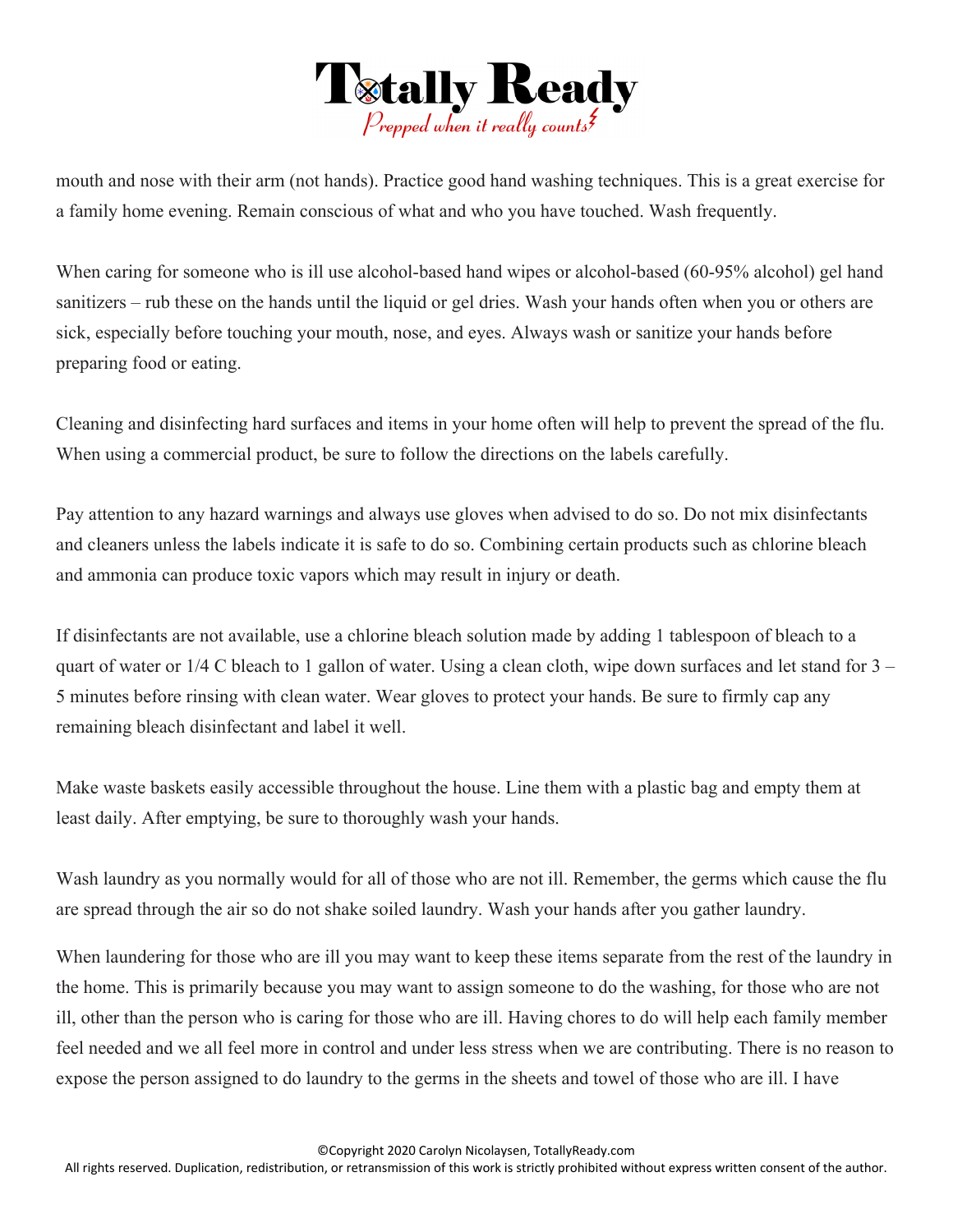mouth and nose with their arm (not hands). Practice good hand washing techniques. This is a great exercise for a family home evening. Remain conscious of what and who you have touched. Wash frequently.

When caring for someone who is ill use alcohol-based hand wipes or alcohol-based (60-95% alcohol) gel hand sanitizers – rub these on the hands until the liquid or gel dries. Wash your hands often when you or others are sick, especially before touching your mouth, nose, and eyes. Always wash or sanitize your hands before preparing food or eating.

Cleaning and disinfecting hard surfaces and items in your home often will help to prevent the spread of the flu. When using a commercial product, be sure to follow the directions on the labels carefully.

Pay attention to any hazard warnings and always use gloves when advised to do so. Do not mix disinfectants and cleaners unless the labels indicate it is safe to do so. Combining certain products such as chlorine bleach and ammonia can produce toxic vapors which may result in injury or death.

If disinfectants are not available, use a chlorine bleach solution made by adding 1 tablespoon of bleach to a quart of water or 1/4 C bleach to 1 gallon of water. Using a clean cloth, wipe down surfaces and let stand for 3 – 5 minutes before rinsing with clean water. Wear gloves to protect your hands. Be sure to firmly cap any remaining bleach disinfectant and label it well.

Make waste baskets easily accessible throughout the house. Line them with a plastic bag and empty them at least daily. After emptying, be sure to thoroughly wash your hands.

Wash laundry as you normally would for all of those who are not ill. Remember, the germs which cause the flu are spread through the air so do not shake soiled laundry. Wash your hands after you gather laundry.

When laundering for those who are ill you may want to keep these items separate from the rest of the laundry in the home. This is primarily because you may want to assign someone to do the washing, for those who are not ill, other than the person who is caring for those who are ill. Having chores to do will help each family member feel needed and we all feel more in control and under less stress when we are contributing. There is no reason to expose the person assigned to do laundry to the germs in the sheets and towel of those who are ill. I have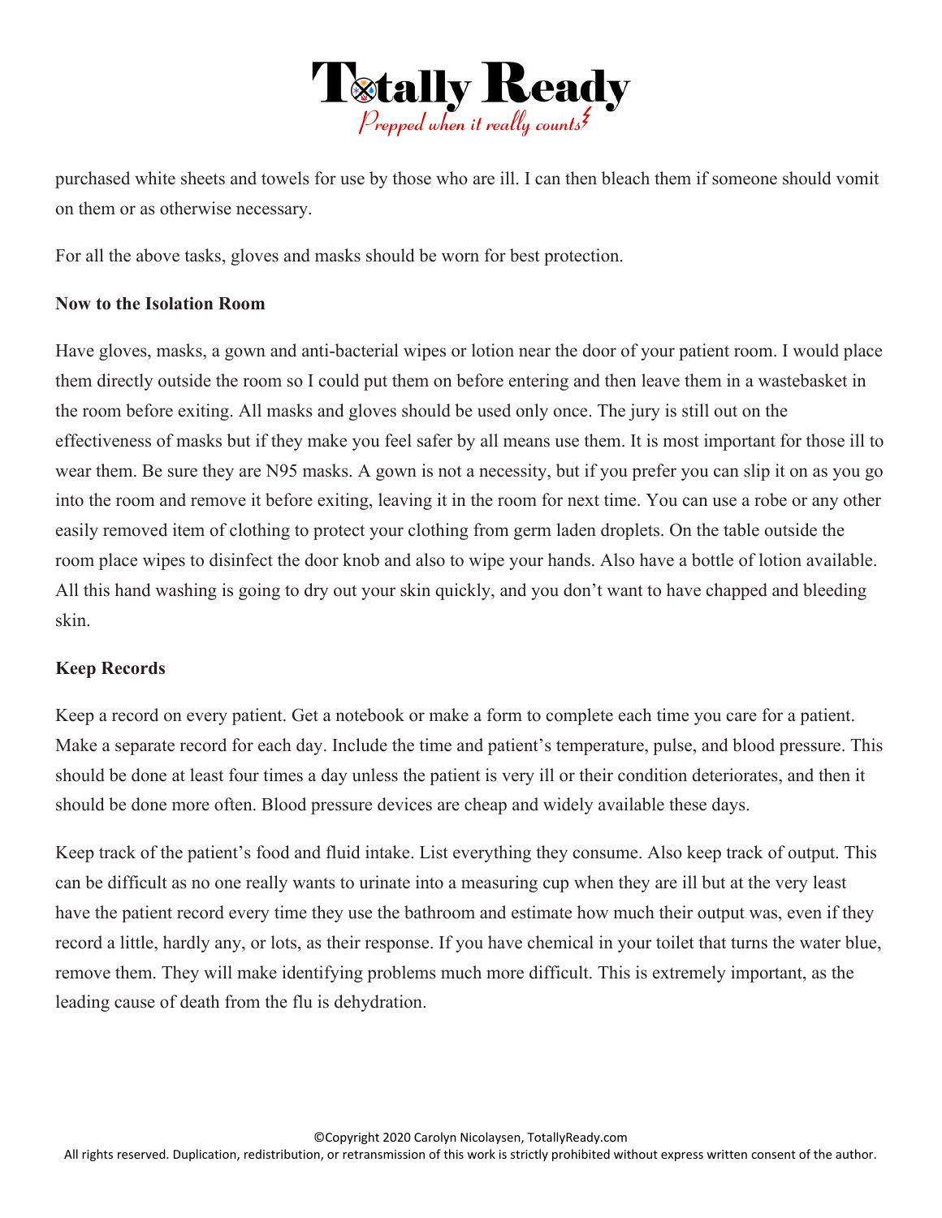purchased white sheets and towels for use by those who are ill. I can then bleach them if someone should vomit on them or as otherwise necessary.

For all the above tasks, gloves and masks should be worn for best protection.

**Now to the Isolation Room**

Have gloves, masks, a gown and anti-bacterial wipes or lotion near the door of your patient room. I would place them directly outside the room so I could put them on before entering and then leave them in a wastebasket in the room before exiting. All masks and gloves should be used only once. The jury is still out on the effectiveness of masks but if they make you feel safer by all means use them. It is most important for those ill to wear them. Be sure they are N95 masks. A gown is not a necessity, but if you prefer you can slip it on as you go into the room and remove it before exiting, leaving it in the room for next time. You can use a robe or any other easily removed item of clothing to protect your clothing from germ laden droplets. On the table outside the room place wipes to disinfect the door knob and also to wipe your hands. Also have a bottle of lotion available. All this hand washing is going to dry out your skin quickly, and you don't want to have chapped and bleeding skin.

**Keep Records**

Keep a record on every patient. Get a notebook or make a form to complete each time you care for a patient. Make a separate record for each day. Include the time and patient's temperature, pulse, and blood pressure. This should be done at least four times a day unless the patient is very ill or their condition deteriorates, and then it should be done more often. Blood pressure devices are cheap and widely available these days.

Keep track of the patient's food and fluid intake. List everything they consume. Also keep track of output. This can be difficult as no one really wants to urinate into a measuring cup when they are ill but at the very least have the patient record every time they use the bathroom and estimate how much their output was, even if they record a little, hardly any, or lots, as their response. If you have chemical in your toilet that turns the water blue, remove them. They will make identifying problems much more difficult. This is extremely important, as the leading cause of death from the flu is dehydration.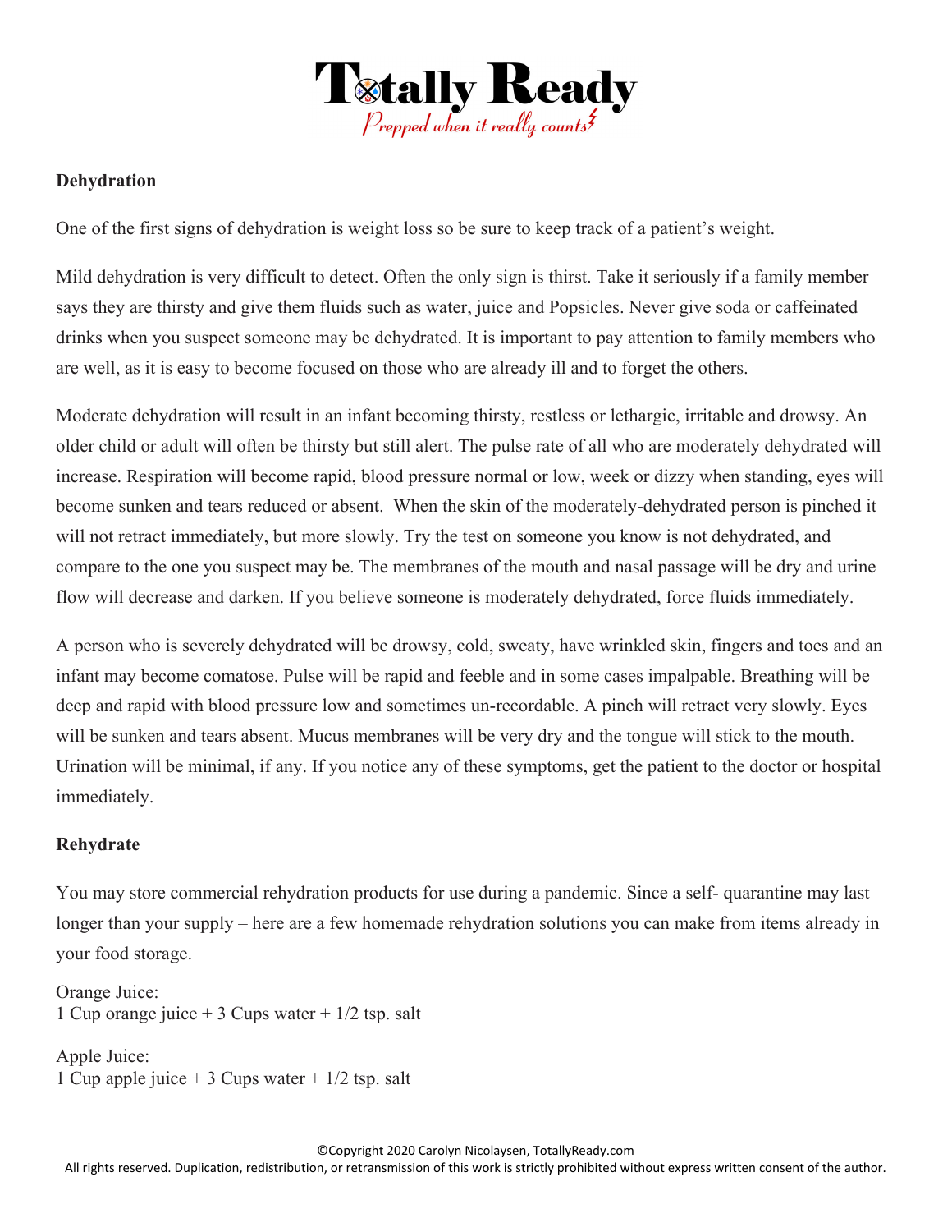### Dehydration

One of the first signs of dehydration is weight loss so be sure to keep track of a patient's weight.

Mild dehydration is very difficult to detect. Often the only sign is thirst. Take it seriously if a family member says they are thirsty and give them fluids such as water, juice and Popsicles. Never give soda or caffeinated drinks when you suspect someone may be dehydrated. It is important to pay attention to family members who are well, as it is easy to become focused on those who are already ill and to forget the others.

Moderate dehydration will result in an infant becoming thirsty, restless or lethargic, irritable and drowsy. An older child or adult will often be thirsty but still alert. The pulse rate of all who are moderately dehydrated will increase. Respiration will become rapid, blood pressure normal or low, week or dizzy when standing, eyes will become sunken and tears reduced or absent. When the skin of the moderately-dehydrated person is pinched it will not retract immediately, but more slowly. Try the test on someone you know is not dehydrated, and compare to the one you suspect may be. The membranes of the mouth and nasal passage will be dry and urine flow will decrease and darken. If you believe someone is moderately dehydrated, force fluids immediately.

A person who is severely dehydrated will be drowsy, cold, sweaty, have wrinkled skin, fingers and toes and an infant may become comatose. Pulse will be rapid and feeble and in some cases impalpable. Breathing will be deep and rapid with blood pressure low and sometimes un-recordable. A pinch will retract very slowly. Eyes will be sunken and tears absent. Mucus membranes will be very dry and the tongue will stick to the mouth. Urination will be minimal, if any. If you notice any of these symptoms, get the patient to the doctor or hospital immediately.

### Rehydrate

You may store commercial rehydration products for use during a pandemic. Since a self- quarantine may last longer than your supply – here are a few homemade rehydration solutions you can make from items already in your food storage.

Orange Juice:
1 Cup orange juice + 3 Cups water + 1/2 tsp. salt

Apple Juice:
1 Cup apple juice + 3 Cups water + 1/2 tsp. salt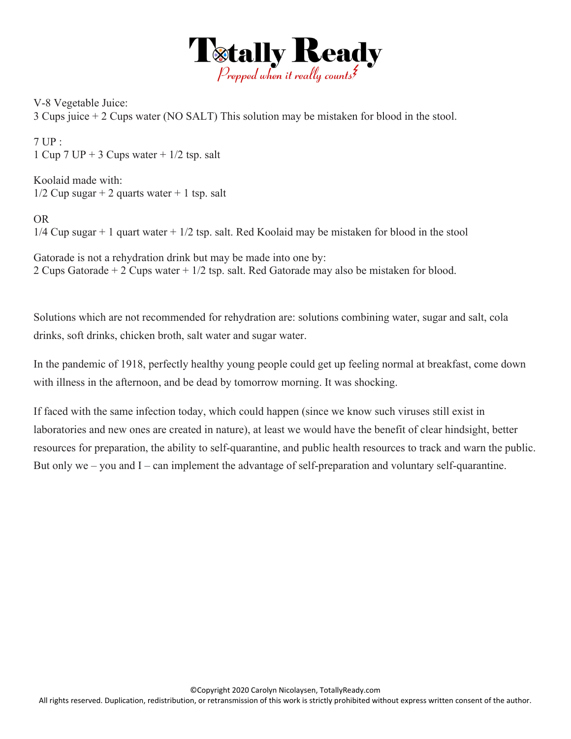V-8 Vegetable Juice:
3 Cups juice + 2 Cups water (NO SALT) This solution may be mistaken for blood in the stool.

7 UP :
1 Cup 7 UP + 3 Cups water + 1/2 tsp. salt

Koolaid made with:
1/2 Cup sugar + 2 quarts water + 1 tsp. salt

OR
1/4 Cup sugar + 1 quart water + 1/2 tsp. salt. Red Koolaid may be mistaken for blood in the stool

Gatorade is not a rehydration drink but may be made into one by:
2 Cups Gatorade + 2 Cups water + 1/2 tsp. salt. Red Gatorade may also be mistaken for blood.

Solutions which are not recommended for rehydration are: solutions combining water, sugar and salt, cola drinks, soft drinks, chicken broth, salt water and sugar water.

In the pandemic of 1918, perfectly healthy young people could get up feeling normal at breakfast, come down with illness in the afternoon, and be dead by tomorrow morning. It was shocking.

If faced with the same infection today, which could happen (since we know such viruses still exist in laboratories and new ones are created in nature), at least we would have the benefit of clear hindsight, better resources for preparation, the ability to self-quarantine, and public health resources to track and warn the public. But only we – you and I – can implement the advantage of self-preparation and voluntary self-quarantine.